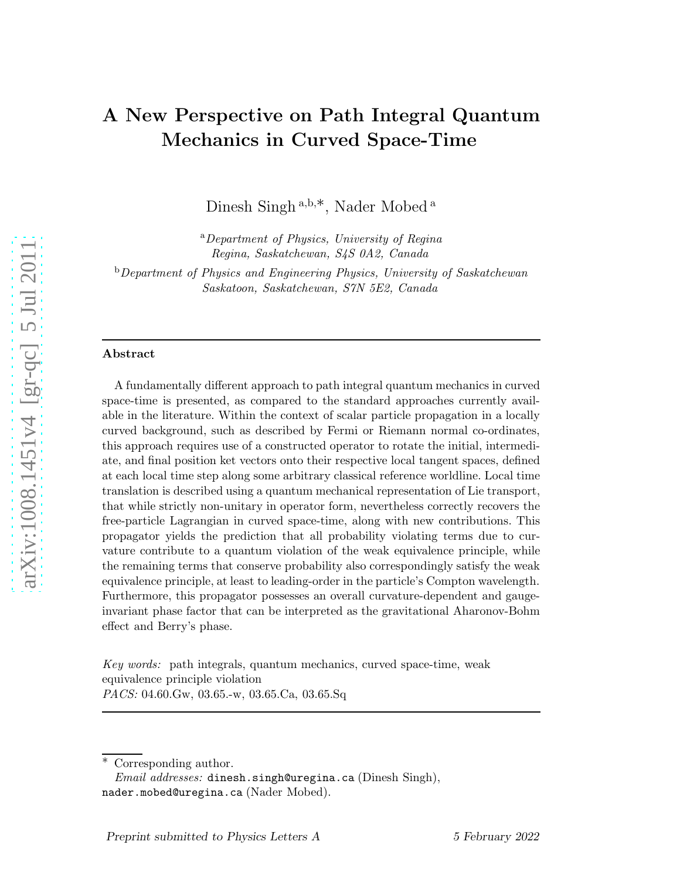# A New Perspective on Path Integral Quantum Mechanics in Curved Space-Time

Dinesh Singh [a,b,*], Nader Mobed [a]

[a] *Department of Physics, University of Regina Regina, Saskatchewan, S4S 0A2, Canada*

[b] *Department of Physics and Engineering Physics, University of Saskatchewan Saskatoon, Saskatchewan, S7N 5E2, Canada*

---

**Abstract**

A fundamentally different approach to path integral quantum mechanics in curved space-time is presented, as compared to the standard approaches currently available in the literature. Within the context of scalar particle propagation in a locally curved background, such as described by Fermi or Riemann normal co-ordinates, this approach requires use of a constructed operator to rotate the initial, intermediate, and final position ket vectors onto their respective local tangent spaces, defined at each local time step along some arbitrary classical reference worldline. Local time translation is described using a quantum mechanical representation of Lie transport, that while strictly non-unitary in operator form, nevertheless correctly recovers the free-particle Lagrangian in curved space-time, along with new contributions. This propagator yields the prediction that all probability violating terms due to curvature contribute to a quantum violation of the weak equivalence principle, while the remaining terms that conserve probability also correspondingly satisfy the weak equivalence principle, at least to leading-order in the particle's Compton wavelength. Furthermore, this propagator possesses an overall curvature-dependent and gauge-invariant phase factor that can be interpreted as the gravitational Aharonov-Bohm effect and Berry's phase.

*Key words:* path integrals, quantum mechanics, curved space-time, weak equivalence principle violation

*PACS:* 04.60.Gw, 03.65.-w, 03.65.Ca, 03.65.Sq

---

\* Corresponding author.

*Email addresses:* dinesh.singh@uregina.ca (Dinesh Singh), nader.mobed@uregina.ca (Nader Mobed).

*Preprint submitted to Physics Letters A* 5 February 2022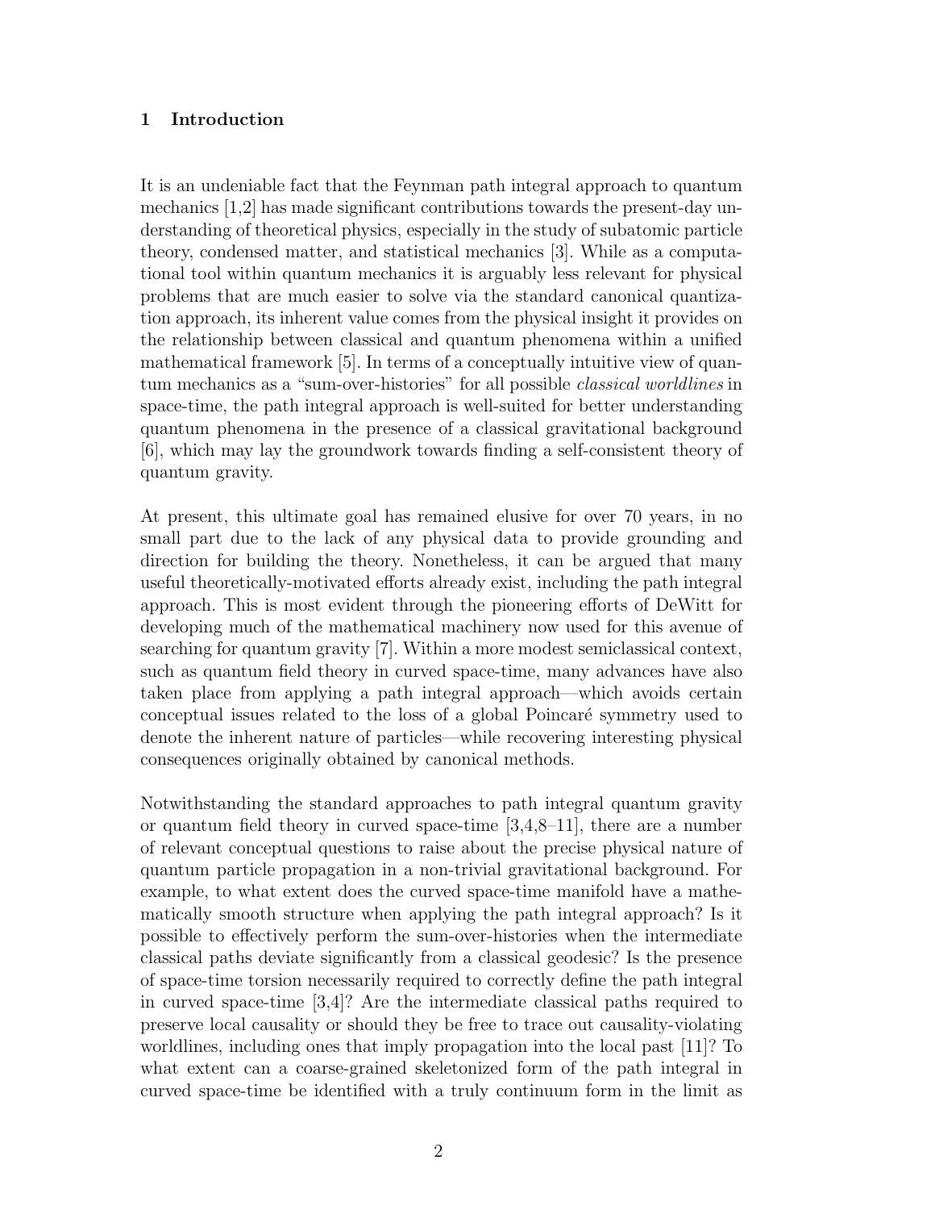## 1 Introduction

It is an undeniable fact that the Feynman path integral approach to quantum mechanics [1,2] has made significant contributions towards the present-day understanding of theoretical physics, especially in the study of subatomic particle theory, condensed matter, and statistical mechanics [3]. While as a computational tool within quantum mechanics it is arguably less relevant for physical problems that are much easier to solve via the standard canonical quantization approach, its inherent value comes from the physical insight it provides on the relationship between classical and quantum phenomena within a unified mathematical framework [5]. In terms of a conceptually intuitive view of quantum mechanics as a "sum-over-histories" for all possible *classical worldlines* in space-time, the path integral approach is well-suited for better understanding quantum phenomena in the presence of a classical gravitational background [6], which may lay the groundwork towards finding a self-consistent theory of quantum gravity.

At present, this ultimate goal has remained elusive for over 70 years, in no small part due to the lack of any physical data to provide grounding and direction for building the theory. Nonetheless, it can be argued that many useful theoretically-motivated efforts already exist, including the path integral approach. This is most evident through the pioneering efforts of DeWitt for developing much of the mathematical machinery now used for this avenue of searching for quantum gravity [7]. Within a more modest semiclassical context, such as quantum field theory in curved space-time, many advances have also taken place from applying a path integral approach—which avoids certain conceptual issues related to the loss of a global Poincaré symmetry used to denote the inherent nature of particles—while recovering interesting physical consequences originally obtained by canonical methods.

Notwithstanding the standard approaches to path integral quantum gravity or quantum field theory in curved space-time [3,4,8–11], there are a number of relevant conceptual questions to raise about the precise physical nature of quantum particle propagation in a non-trivial gravitational background. For example, to what extent does the curved space-time manifold have a mathematically smooth structure when applying the path integral approach? Is it possible to effectively perform the sum-over-histories when the intermediate classical paths deviate significantly from a classical geodesic? Is the presence of space-time torsion necessarily required to correctly define the path integral in curved space-time [3,4]? Are the intermediate classical paths required to preserve local causality or should they be free to trace out causality-violating worldlines, including ones that imply propagation into the local past [11]? To what extent can a coarse-grained skeletonized form of the path integral in curved space-time be identified with a truly continuum form in the limit as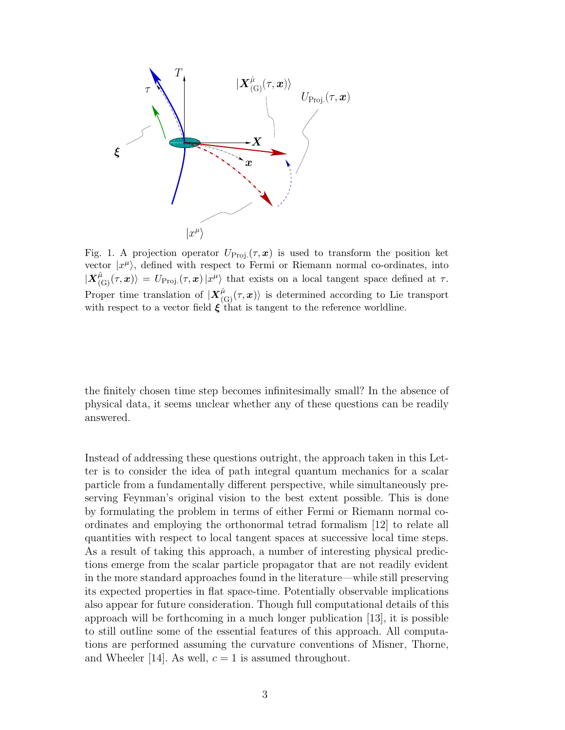Fig. 1. A projection operator $U_{\text{Proj.}}(\tau, \boldsymbol{x})$ is used to transform the position ket vector $|x^\mu\rangle$, defined with respect to Fermi or Riemann normal co-ordinates, into $|\boldsymbol{X}^{\hat{\mu}}_{(\text{G})}(\tau, \boldsymbol{x})\rangle = U_{\text{Proj.}}(\tau, \boldsymbol{x})\,|x^\mu\rangle$ that exists on a local tangent space defined at $\tau$. Proper time translation of $|\boldsymbol{X}^{\hat{\mu}}_{(\text{G})}(\tau, \boldsymbol{x})\rangle$ is determined according to Lie transport with respect to a vector field $\boldsymbol{\xi}$ that is tangent to the reference worldline.

the finitely chosen time step becomes infinitesimally small? In the absence of physical data, it seems unclear whether any of these questions can be readily answered.

Instead of addressing these questions outright, the approach taken in this Letter is to consider the idea of path integral quantum mechanics for a scalar particle from a fundamentally different perspective, while simultaneously preserving Feynman's original vision to the best extent possible. This is done by formulating the problem in terms of either Fermi or Riemann normal coordinates and employing the orthonormal tetrad formalism [12] to relate all quantities with respect to local tangent spaces at successive local time steps. As a result of taking this approach, a number of interesting physical predictions emerge from the scalar particle propagator that are not readily evident in the more standard approaches found in the literature—while still preserving its expected properties in flat space-time. Potentially observable implications also appear for future consideration. Though full computational details of this approach will be forthcoming in a much longer publication [13], it is possible to still outline some of the essential features of this approach. All computations are performed assuming the curvature conventions of Misner, Thorne, and Wheeler [14]. As well, $c = 1$ is assumed throughout.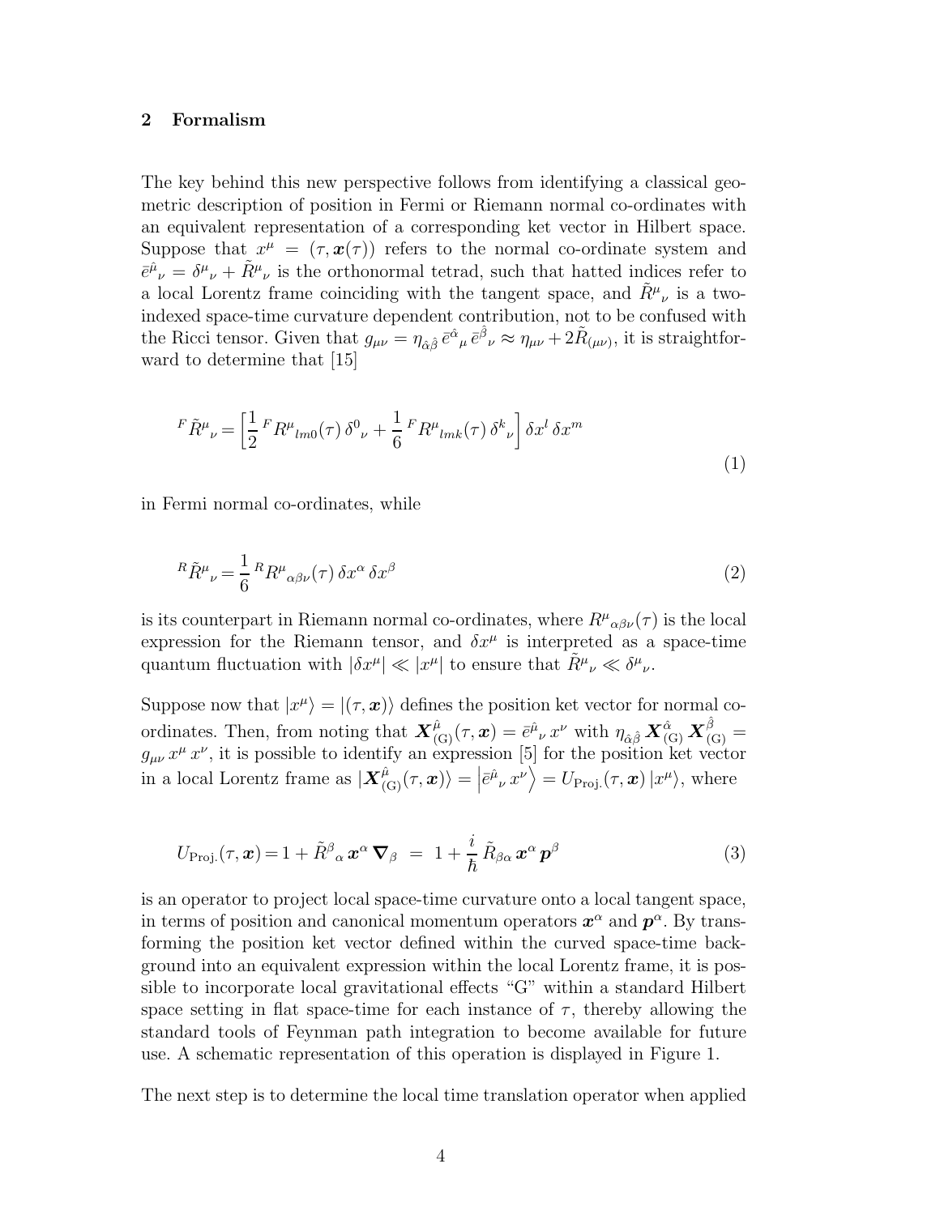## 2 Formalism

The key behind this new perspective follows from identifying a classical geometric description of position in Fermi or Riemann normal co-ordinates with an equivalent representation of a corresponding ket vector in Hilbert space. Suppose that $x^\mu = (\tau, \boldsymbol{x}(\tau))$ refers to the normal co-ordinate system and $\bar{e}^{\hat{\mu}}{}_\nu = \delta^\mu{}_\nu + \tilde{R}^\mu{}_\nu$ is the orthonormal tetrad, such that hatted indices refer to a local Lorentz frame coinciding with the tangent space, and $\tilde{R}^\mu{}_\nu$ is a two-indexed space-time curvature dependent contribution, not to be confused with the Ricci tensor. Given that $g_{\mu\nu} = \eta_{\hat{\alpha}\hat{\beta}} \, \bar{e}^{\hat{\alpha}}{}_\mu \, \bar{e}^{\hat{\beta}}{}_\nu \approx \eta_{\mu\nu} + 2\tilde{R}_{(\mu\nu)}$, it is straightforward to determine that [15]

$$
{}^F\tilde{R}^\mu{}_\nu = \left[\frac{1}{2} \, {}^F R^\mu{}_{lm0}(\tau) \, \delta^0{}_\nu + \frac{1}{6} \, {}^F R^\mu{}_{lmk}(\tau) \, \delta^k{}_\nu \right] \delta x^l \, \delta x^m \tag{1}
$$

in Fermi normal co-ordinates, while

$$
{}^R\tilde{R}^\mu{}_\nu = \frac{1}{6} \, {}^R R^\mu{}_{\alpha\beta\nu}(\tau) \, \delta x^\alpha \, \delta x^\beta \tag{2}
$$

is its counterpart in Riemann normal co-ordinates, where $R^\mu{}_{\alpha\beta\nu}(\tau)$ is the local expression for the Riemann tensor, and $\delta x^\mu$ is interpreted as a space-time quantum fluctuation with $|\delta x^\mu| \ll |x^\mu|$ to ensure that $\tilde{R}^\mu{}_\nu \ll \delta^\mu{}_\nu$.

Suppose now that $|x^\mu\rangle = |(\tau, \boldsymbol{x})\rangle$ defines the position ket vector for normal co-ordinates. Then, from noting that $\boldsymbol{X}^{\hat{\mu}}_{(\mathrm{G})}(\tau, \boldsymbol{x}) = \bar{e}^{\hat{\mu}}{}_\nu \, x^\nu$ with $\eta_{\hat{\alpha}\hat{\beta}} \, \boldsymbol{X}^{\hat{\alpha}}_{(\mathrm{G})} \, \boldsymbol{X}^{\hat{\beta}}_{(\mathrm{G})} = g_{\mu\nu} \, x^\mu \, x^\nu$, it is possible to identify an expression [5] for the position ket vector in a local Lorentz frame as $|\boldsymbol{X}^{\hat{\mu}}_{(\mathrm{G})}(\tau, \boldsymbol{x})\rangle = \left|\bar{e}^{\hat{\mu}}{}_\nu \, x^\nu\right\rangle = U_{\mathrm{Proj.}}(\tau, \boldsymbol{x}) \, |x^\mu\rangle$, where

$$
U_{\mathrm{Proj.}}(\tau, \boldsymbol{x}) = 1 + \tilde{R}^\beta{}_\alpha \, \boldsymbol{x}^\alpha \, \boldsymbol{\nabla}_\beta \; = \; 1 + \frac{i}{\hbar} \, \tilde{R}_{\beta\alpha} \, \boldsymbol{x}^\alpha \, \boldsymbol{p}^\beta \tag{3}
$$

is an operator to project local space-time curvature onto a local tangent space, in terms of position and canonical momentum operators $\boldsymbol{x}^\alpha$ and $\boldsymbol{p}^\alpha$. By transforming the position ket vector defined within the curved space-time background into an equivalent expression within the local Lorentz frame, it is possible to incorporate local gravitational effects "G" within a standard Hilbert space setting in flat space-time for each instance of $\tau$, thereby allowing the standard tools of Feynman path integration to become available for future use. A schematic representation of this operation is displayed in Figure 1.

The next step is to determine the local time translation operator when applied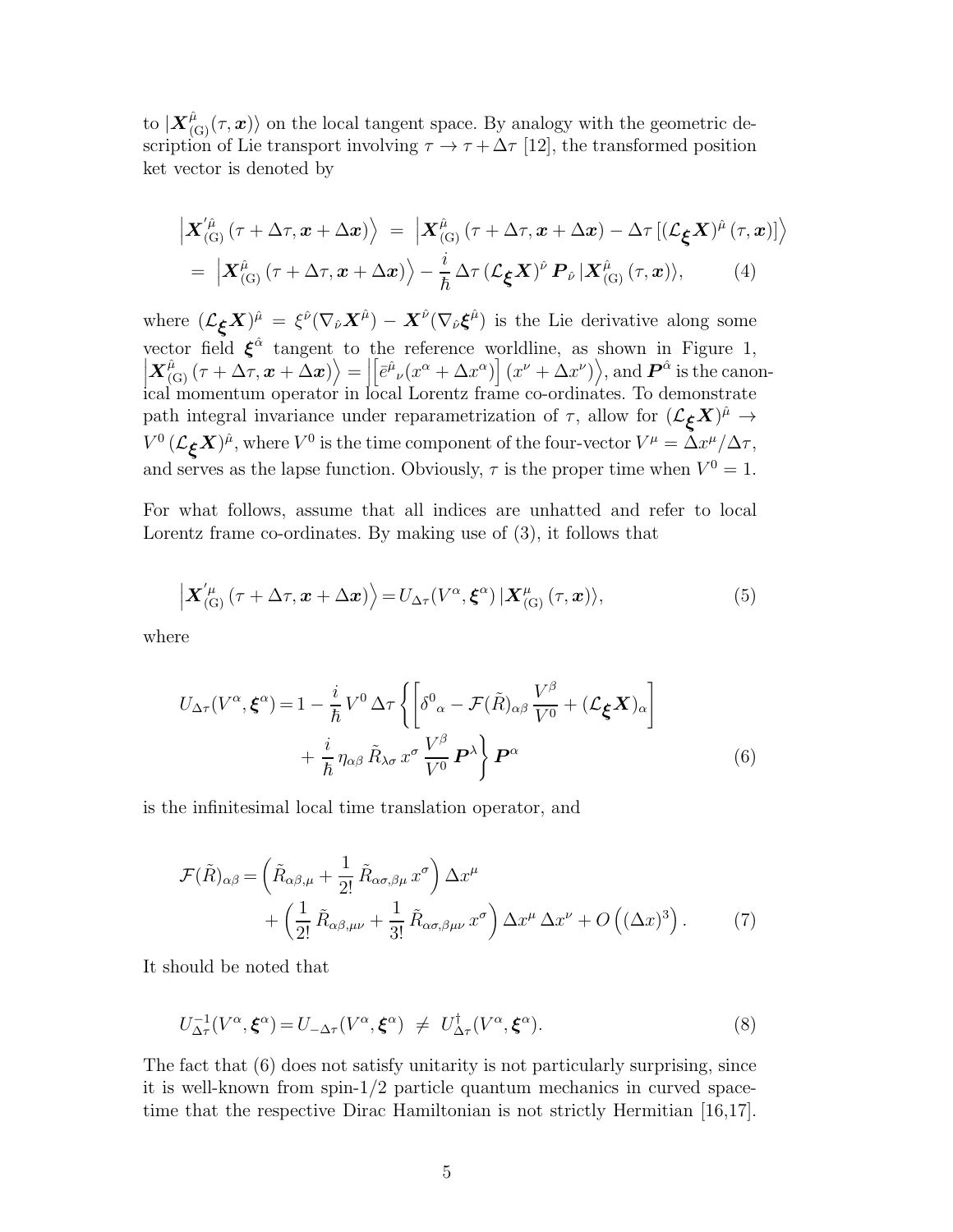to $|\boldsymbol{X}^{\hat{\mu}}_{(\mathrm{G})}(\tau, \boldsymbol{x})\rangle$ on the local tangent space. By analogy with the geometric description of Lie transport involving $\tau \to \tau + \Delta\tau$ [12], the transformed position ket vector is denoted by

$$
\begin{aligned}
\left|\boldsymbol{X}'^{\hat{\mu}}_{(\mathrm{G})}(\tau + \Delta\tau, \boldsymbol{x} + \Delta\boldsymbol{x})\right\rangle &= \left|\boldsymbol{X}^{\hat{\mu}}_{(\mathrm{G})}(\tau + \Delta\tau, \boldsymbol{x} + \Delta\boldsymbol{x}) - \Delta\tau \left[(\mathcal{L}_{\boldsymbol{\xi}}\boldsymbol{X})^{\hat{\mu}}(\tau, \boldsymbol{x})\right]\right\rangle \\
&= \left|\boldsymbol{X}^{\hat{\mu}}_{(\mathrm{G})}(\tau + \Delta\tau, \boldsymbol{x} + \Delta\boldsymbol{x})\right\rangle - \frac{i}{\hbar}\,\Delta\tau\,(\mathcal{L}_{\boldsymbol{\xi}}\boldsymbol{X})^{\hat{\nu}}\,\boldsymbol{P}_{\hat{\nu}}\,|\boldsymbol{X}^{\hat{\mu}}_{(\mathrm{G})}(\tau, \boldsymbol{x})\rangle, \qquad (4)
\end{aligned}
$$

where $(\mathcal{L}_{\boldsymbol{\xi}}\boldsymbol{X})^{\hat{\mu}} = \xi^{\hat{\nu}}(\nabla_{\hat{\nu}}\boldsymbol{X}^{\hat{\mu}}) - \boldsymbol{X}^{\hat{\nu}}(\nabla_{\hat{\nu}}\boldsymbol{\xi}^{\hat{\mu}})$ is the Lie derivative along some vector field $\boldsymbol{\xi}^{\hat{\alpha}}$ tangent to the reference worldline, as shown in Figure 1, $\left|\boldsymbol{X}^{\hat{\mu}}_{(\mathrm{G})}(\tau + \Delta\tau, \boldsymbol{x} + \Delta\boldsymbol{x})\right\rangle = \left|\left[\bar{e}^{\hat{\mu}}{}_{\nu}(x^{\alpha} + \Delta x^{\alpha})\right](x^{\nu} + \Delta x^{\nu})\right\rangle$, and $\boldsymbol{P}^{\hat{\alpha}}$ is the canonical momentum operator in local Lorentz frame co-ordinates. To demonstrate path integral invariance under reparametrization of $\tau$, allow for $(\mathcal{L}_{\boldsymbol{\xi}}\boldsymbol{X})^{\hat{\mu}} \to V^0\,(\mathcal{L}_{\boldsymbol{\xi}}\boldsymbol{X})^{\hat{\mu}}$, where $V^0$ is the time component of the four-vector $V^{\mu} = \Delta x^{\mu}/\Delta\tau$, and serves as the lapse function. Obviously, $\tau$ is the proper time when $V^0 = 1$.

For what follows, assume that all indices are unhatted and refer to local Lorentz frame co-ordinates. By making use of (3), it follows that

$$
\left|\boldsymbol{X}'^{\mu}_{(\mathrm{G})}(\tau + \Delta\tau, \boldsymbol{x} + \Delta\boldsymbol{x})\right\rangle = U_{\Delta\tau}(V^{\alpha}, \boldsymbol{\xi}^{\alpha})\,|\boldsymbol{X}^{\mu}_{(\mathrm{G})}(\tau, \boldsymbol{x})\rangle, \qquad (5)
$$

where

$$
\begin{aligned}
U_{\Delta\tau}(V^{\alpha}, \boldsymbol{\xi}^{\alpha}) = 1 - \frac{i}{\hbar}\,V^0\,\Delta\tau \Bigg\{ &\left[\delta^0{}_{\alpha} - \mathcal{F}(\tilde{R})_{\alpha\beta}\,\frac{V^{\beta}}{V^0} + (\mathcal{L}_{\boldsymbol{\xi}}\boldsymbol{X})_{\alpha}\right] \\
&+ \frac{i}{\hbar}\,\eta_{\alpha\beta}\,\tilde{R}_{\lambda\sigma}\,x^{\sigma}\,\frac{V^{\beta}}{V^0}\,\boldsymbol{P}^{\lambda}\Bigg\}\,\boldsymbol{P}^{\alpha} \qquad (6)
\end{aligned}
$$

is the infinitesimal local time translation operator, and

$$
\begin{aligned}
\mathcal{F}(\tilde{R})_{\alpha\beta} = &\left(\tilde{R}_{\alpha\beta,\mu} + \frac{1}{2!}\,\tilde{R}_{\alpha\sigma,\beta\mu}\,x^{\sigma}\right)\Delta x^{\mu} \\
&+ \left(\frac{1}{2!}\,\tilde{R}_{\alpha\beta,\mu\nu} + \frac{1}{3!}\,\tilde{R}_{\alpha\sigma,\beta\mu\nu}\,x^{\sigma}\right)\Delta x^{\mu}\,\Delta x^{\nu} + O\left((\Delta x)^3\right). \qquad (7)
\end{aligned}
$$

It should be noted that

$$
U^{-1}_{\Delta\tau}(V^{\alpha}, \boldsymbol{\xi}^{\alpha}) = U_{-\Delta\tau}(V^{\alpha}, \boldsymbol{\xi}^{\alpha}) \;\neq\; U^{\dagger}_{\Delta\tau}(V^{\alpha}, \boldsymbol{\xi}^{\alpha}). \qquad (8)
$$

The fact that (6) does not satisfy unitarity is not particularly surprising, since it is well-known from spin-1/2 particle quantum mechanics in curved spacetime that the respective Dirac Hamiltonian is not strictly Hermitian [16,17].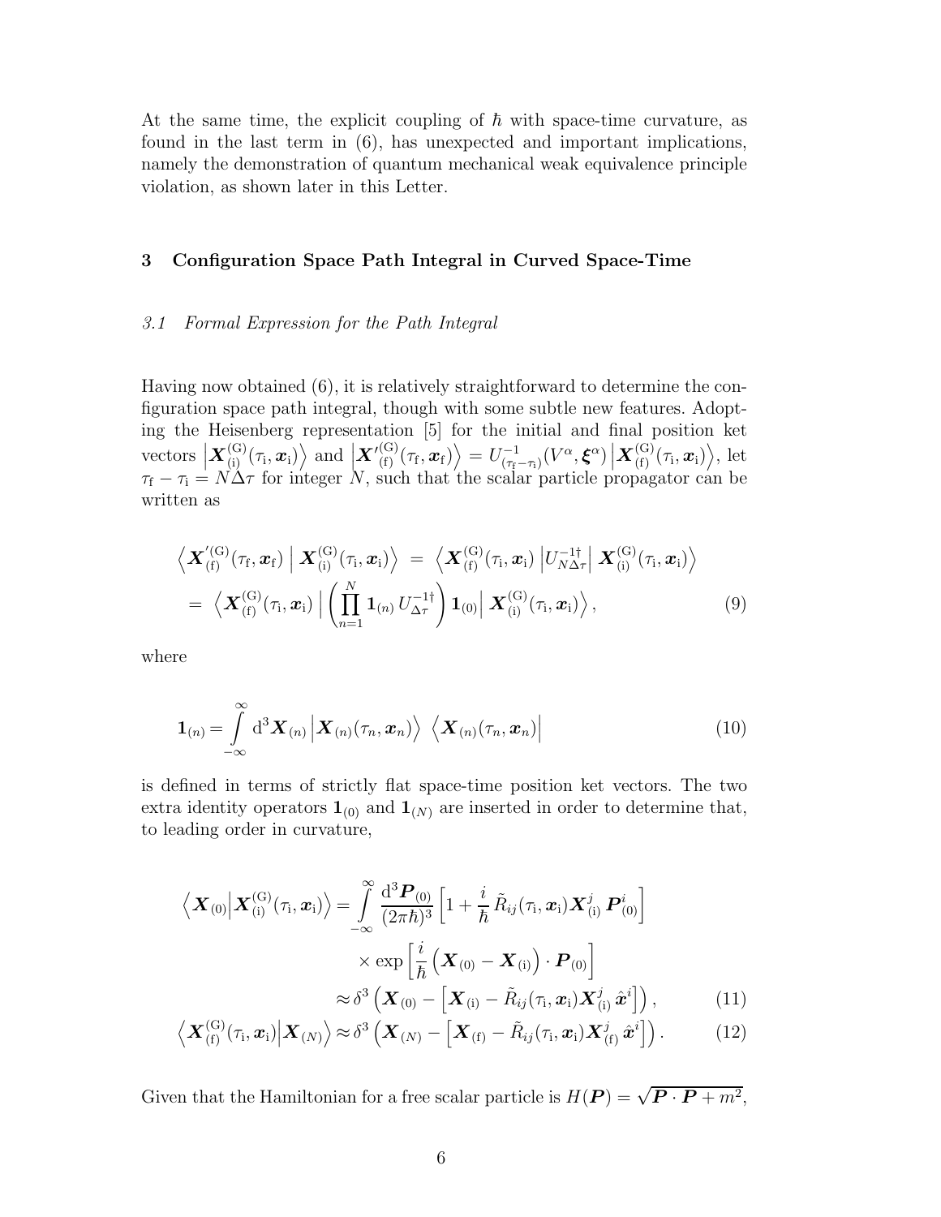At the same time, the explicit coupling of $\hbar$ with space-time curvature, as found in the last term in (6), has unexpected and important implications, namely the demonstration of quantum mechanical weak equivalence principle violation, as shown later in this Letter.

## 3 Configuration Space Path Integral in Curved Space-Time

### *3.1 Formal Expression for the Path Integral*

Having now obtained (6), it is relatively straightforward to determine the configuration space path integral, though with some subtle new features. Adopting the Heisenberg representation [5] for the initial and final position ket vectors $\left|\boldsymbol{X}^{(\mathrm{G})}_{(\mathrm{i})}(\tau_\mathrm{i}, \boldsymbol{x}_\mathrm{i})\right\rangle$ and $\left|\boldsymbol{X}'^{(\mathrm{G})}_{(\mathrm{f})}(\tau_\mathrm{f}, \boldsymbol{x}_\mathrm{f})\right\rangle = U^{-1}_{(\tau_\mathrm{f}-\tau_\mathrm{i})}(V^\alpha, \boldsymbol{\xi}^\alpha)\left|\boldsymbol{X}^{(\mathrm{G})}_{(\mathrm{f})}(\tau_\mathrm{i}, \boldsymbol{x}_\mathrm{i})\right\rangle$, let $\tau_\mathrm{f} - \tau_\mathrm{i} = N\Delta\tau$ for integer $N$, such that the scalar particle propagator can be written as

$$
\begin{aligned}
\left\langle \boldsymbol{X}'^{(\mathrm{G})}_{(\mathrm{f})}(\tau_\mathrm{f}, \boldsymbol{x}_\mathrm{f}) \,\middle|\, \boldsymbol{X}^{(\mathrm{G})}_{(\mathrm{i})}(\tau_\mathrm{i}, \boldsymbol{x}_\mathrm{i}) \right\rangle \; &= \; \left\langle \boldsymbol{X}^{(\mathrm{G})}_{(\mathrm{f})}(\tau_\mathrm{i}, \boldsymbol{x}_\mathrm{i}) \left| U^{-1\dagger}_{N\Delta\tau} \right| \boldsymbol{X}^{(\mathrm{G})}_{(\mathrm{i})}(\tau_\mathrm{i}, \boldsymbol{x}_\mathrm{i}) \right\rangle \\
= \; \left\langle \boldsymbol{X}^{(\mathrm{G})}_{(\mathrm{f})}(\tau_\mathrm{i}, \boldsymbol{x}_\mathrm{i}) \right| &\left( \prod_{n=1}^{N} \mathbf{1}_{(n)}\, U^{-1\dagger}_{\Delta\tau} \right) \mathbf{1}_{(0)} \left| \boldsymbol{X}^{(\mathrm{G})}_{(\mathrm{i})}(\tau_\mathrm{i}, \boldsymbol{x}_\mathrm{i}) \right\rangle ,
\end{aligned}
\tag{9}
$$

where

$$
\mathbf{1}_{(n)} = \int_{-\infty}^{\infty} \mathrm{d}^3 \boldsymbol{X}_{(n)} \left| \boldsymbol{X}_{(n)}(\tau_n, \boldsymbol{x}_n) \right\rangle \, \left\langle \boldsymbol{X}_{(n)}(\tau_n, \boldsymbol{x}_n) \right| \tag{10}
$$

is defined in terms of strictly flat space-time position ket vectors. The two extra identity operators $\mathbf{1}_{(0)}$ and $\mathbf{1}_{(N)}$ are inserted in order to determine that, to leading order in curvature,

$$
\begin{aligned}
\left\langle \boldsymbol{X}_{(0)} \middle| \boldsymbol{X}^{(\mathrm{G})}_{(\mathrm{i})}(\tau_\mathrm{i}, \boldsymbol{x}_\mathrm{i}) \right\rangle &= \int_{-\infty}^{\infty} \frac{\mathrm{d}^3 \boldsymbol{P}_{(0)}}{(2\pi\hbar)^3} \left[ 1 + \frac{i}{\hbar}\, \tilde{R}_{ij}(\tau_\mathrm{i}, \boldsymbol{x}_\mathrm{i}) \boldsymbol{X}^j_{(\mathrm{i})}\, \boldsymbol{P}^i_{(0)} \right] \\
&\qquad \times \exp\left[ \frac{i}{\hbar} \left( \boldsymbol{X}_{(0)} - \boldsymbol{X}_{(\mathrm{i})} \right) \cdot \boldsymbol{P}_{(0)} \right] \\
&\approx \delta^3 \left( \boldsymbol{X}_{(0)} - \left[ \boldsymbol{X}_{(\mathrm{i})} - \tilde{R}_{ij}(\tau_\mathrm{i}, \boldsymbol{x}_\mathrm{i}) \boldsymbol{X}^j_{(\mathrm{i})}\, \hat{\boldsymbol{x}}^i \right] \right),
\end{aligned}
\tag{11}
$$

$$
\left\langle \boldsymbol{X}^{(\mathrm{G})}_{(\mathrm{f})}(\tau_\mathrm{i}, \boldsymbol{x}_\mathrm{i}) \middle| \boldsymbol{X}_{(N)} \right\rangle \approx \delta^3 \left( \boldsymbol{X}_{(N)} - \left[ \boldsymbol{X}_{(\mathrm{f})} - \tilde{R}_{ij}(\tau_\mathrm{i}, \boldsymbol{x}_\mathrm{i}) \boldsymbol{X}^j_{(\mathrm{f})}\, \hat{\boldsymbol{x}}^i \right] \right). \tag{12}
$$

Given that the Hamiltonian for a free scalar particle is $H(\boldsymbol{P}) = \sqrt{\boldsymbol{P}\cdot\boldsymbol{P} + m^2}$,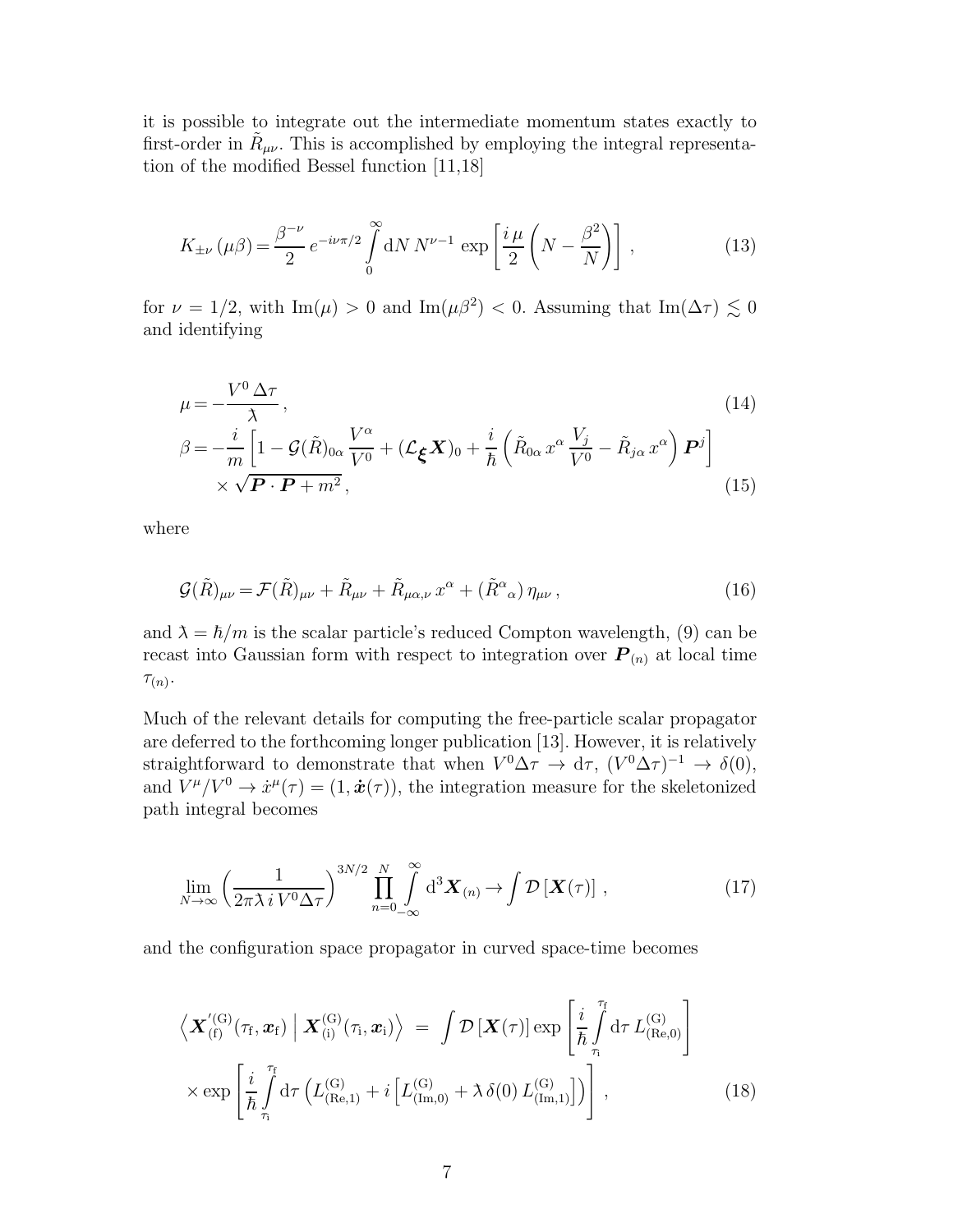it is possible to integrate out the intermediate momentum states exactly to first-order in $\tilde{R}_{\mu\nu}$. This is accomplished by employing the integral representation of the modified Bessel function [11,18]

$$
K_{\pm\nu}(\mu\beta) = \frac{\beta^{-\nu}}{2}\, e^{-i\nu\pi/2} \int_0^\infty \mathrm{d}N\, N^{\nu-1} \exp\left[\frac{i\,\mu}{2}\left(N - \frac{\beta^2}{N}\right)\right], \tag{13}
$$

for $\nu = 1/2$, with $\mathrm{Im}(\mu) > 0$ and $\mathrm{Im}(\mu\beta^2) < 0$. Assuming that $\mathrm{Im}(\Delta\tau) \lesssim 0$ and identifying

$$
\mu = -\frac{V^0\,\Delta\tau}{\lambda}, \tag{14}
$$

$$
\beta = -\frac{i}{m}\left[1 - \mathcal{G}(\tilde{R})_{0\alpha}\frac{V^\alpha}{V^0} + (\mathcal{L}_{\boldsymbol{\xi}}\boldsymbol{X})_0 + \frac{i}{\hbar}\left(\tilde{R}_{0\alpha}\,x^\alpha\,\frac{V_j}{V^0} - \tilde{R}_{j\alpha}\,x^\alpha\right)\boldsymbol{P}^j\right] \times \sqrt{\boldsymbol{P}\cdot\boldsymbol{P} + m^2}\,, \tag{15}
$$

where

$$
\mathcal{G}(\tilde{R})_{\mu\nu} = \mathcal{F}(\tilde{R})_{\mu\nu} + \tilde{R}_{\mu\nu} + \tilde{R}_{\mu\alpha,\nu}\,x^\alpha + (\tilde{R}^\alpha{}_\alpha)\,\eta_{\mu\nu}\,, \tag{16}
$$

and $\lambda = \hbar/m$ is the scalar particle's reduced Compton wavelength, (9) can be recast into Gaussian form with respect to integration over $\boldsymbol{P}_{(n)}$ at local time $\tau_{(n)}$.

Much of the relevant details for computing the free-particle scalar propagator are deferred to the forthcoming longer publication [13]. However, it is relatively straightforward to demonstrate that when $V^0\Delta\tau \to \mathrm{d}\tau$, $(V^0\Delta\tau)^{-1} \to \delta(0)$, and $V^\mu/V^0 \to \dot{x}^\mu(\tau) = (1, \dot{\boldsymbol{x}}(\tau))$, the integration measure for the skeletonized path integral becomes

$$
\lim_{N\to\infty}\left(\frac{1}{2\pi\lambda\, i\, V^0\Delta\tau}\right)^{3N/2} \prod_{n=0}^{N} \int_{-\infty}^{\infty} \mathrm{d}^3\boldsymbol{X}_{(n)} \to \int \mathcal{D}\left[\boldsymbol{X}(\tau)\right], \tag{17}
$$

and the configuration space propagator in curved space-time becomes

$$
\left\langle \boldsymbol{X}'^{(\mathrm{G})}_{(\mathrm{f})}(\tau_\mathrm{f}, \boldsymbol{x}_\mathrm{f}) \,\middle|\, \boldsymbol{X}^{(\mathrm{G})}_{(\mathrm{i})}(\tau_\mathrm{i}, \boldsymbol{x}_\mathrm{i}) \right\rangle = \int \mathcal{D}\left[\boldsymbol{X}(\tau)\right] \exp\left[\frac{i}{\hbar}\int_{\tau_\mathrm{i}}^{\tau_\mathrm{f}} \mathrm{d}\tau\, L^{(\mathrm{G})}_{(\mathrm{Re},0)}\right]
\times \exp\left[\frac{i}{\hbar}\int_{\tau_\mathrm{i}}^{\tau_\mathrm{f}} \mathrm{d}\tau \left(L^{(\mathrm{G})}_{(\mathrm{Re},1)} + i\left[L^{(\mathrm{G})}_{(\mathrm{Im},0)} + \lambda\,\delta(0)\,L^{(\mathrm{G})}_{(\mathrm{Im},1)}\right]\right)\right], \tag{18}
$$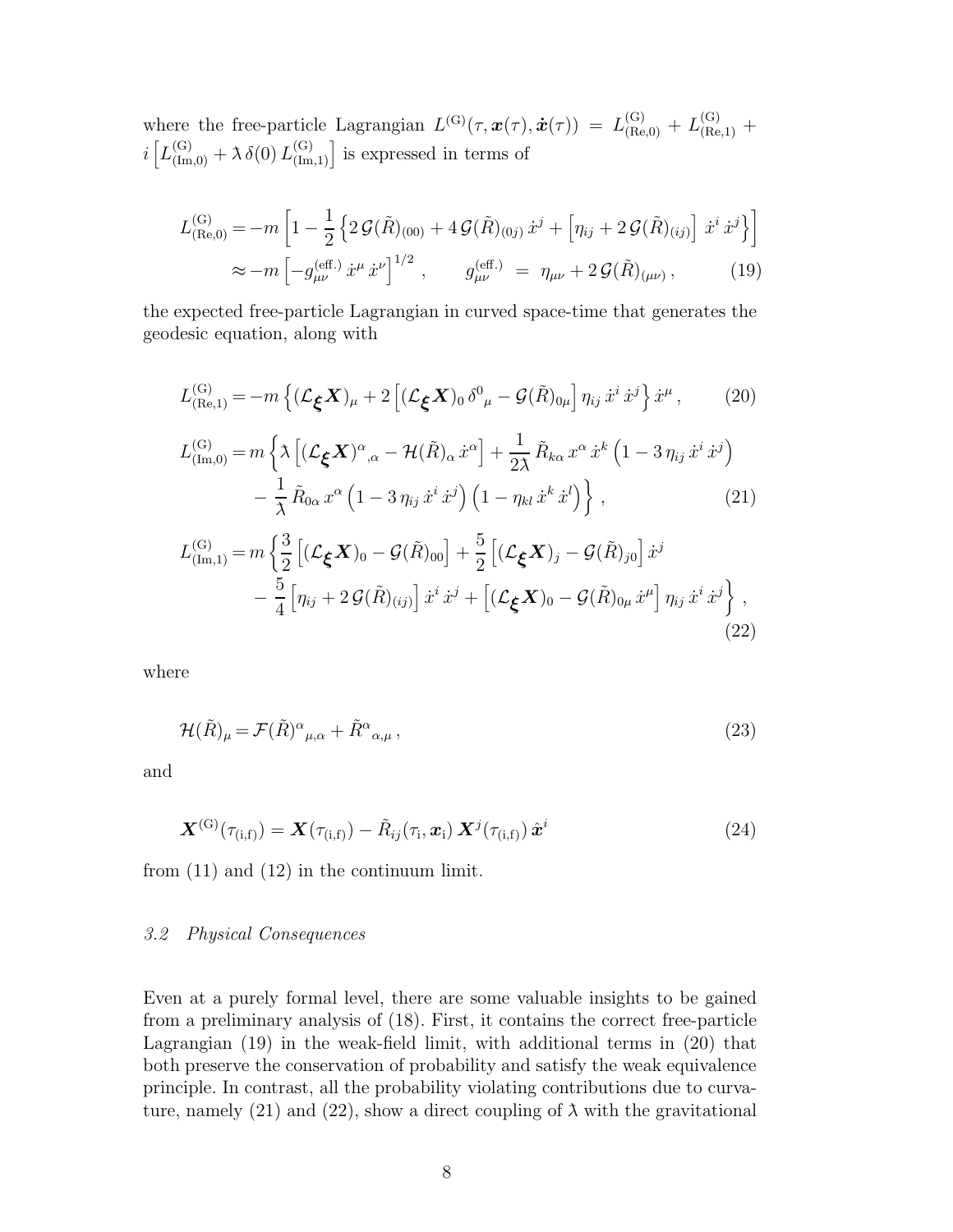where the free-particle Lagrangian $L^{(\mathrm{G})}(\tau, \boldsymbol{x}(\tau), \dot{\boldsymbol{x}}(\tau)) = L^{(\mathrm{G})}_{(\mathrm{Re},0)} + L^{(\mathrm{G})}_{(\mathrm{Re},1)} + i\left[L^{(\mathrm{G})}_{(\mathrm{Im},0)} + \lambda\,\delta(0)\,L^{(\mathrm{G})}_{(\mathrm{Im},1)}\right]$ is expressed in terms of

$$
\begin{aligned}
L^{(\mathrm{G})}_{(\mathrm{Re},0)} &= -m\left[1 - \frac{1}{2}\left\{2\,\mathcal{G}(\tilde{R})_{(00)} + 4\,\mathcal{G}(\tilde{R})_{(0j)}\,\dot{x}^j + \left[\eta_{ij} + 2\,\mathcal{G}(\tilde{R})_{(ij)}\right]\,\dot{x}^i\,\dot{x}^j\right\}\right] \\
&\approx -m\left[-g^{(\mathrm{eff.})}_{\mu\nu}\,\dot{x}^\mu\,\dot{x}^\nu\right]^{1/2}, \qquad g^{(\mathrm{eff.})}_{\mu\nu} \;=\; \eta_{\mu\nu} + 2\,\mathcal{G}(\tilde{R})_{(\mu\nu)}\,,
\end{aligned}
\tag{19}
$$

the expected free-particle Lagrangian in curved space-time that generates the geodesic equation, along with

$$
L^{(\mathrm{G})}_{(\mathrm{Re},1)} = -m\left\{(\mathcal{L}_{\boldsymbol{\xi}}\boldsymbol{X})_\mu + 2\left[(\mathcal{L}_{\boldsymbol{\xi}}\boldsymbol{X})_0\,\delta^0{}_\mu - \mathcal{G}(\tilde{R})_{0\mu}\right]\eta_{ij}\,\dot{x}^i\,\dot{x}^j\right\}\dot{x}^\mu\,,
\tag{20}
$$

$$
\begin{aligned}
L^{(\mathrm{G})}_{(\mathrm{Im},0)} &= m\left\{\lambda\left[(\mathcal{L}_{\boldsymbol{\xi}}\boldsymbol{X})^\alpha{}_{,\alpha} - \mathcal{H}(\tilde{R})_\alpha\,\dot{x}^\alpha\right] + \frac{1}{2\lambda}\,\tilde{R}_{k\alpha}\,x^\alpha\,\dot{x}^k\left(1 - 3\,\eta_{ij}\,\dot{x}^i\,\dot{x}^j\right)\right. \\
&\quad \left. - \frac{1}{\lambda}\,\tilde{R}_{0\alpha}\,x^\alpha\left(1 - 3\,\eta_{ij}\,\dot{x}^i\,\dot{x}^j\right)\left(1 - \eta_{kl}\,\dot{x}^k\,\dot{x}^l\right)\right\},
\end{aligned}
\tag{21}
$$

$$
\begin{aligned}
L^{(\mathrm{G})}_{(\mathrm{Im},1)} &= m\left\{\frac{3}{2}\left[(\mathcal{L}_{\boldsymbol{\xi}}\boldsymbol{X})_0 - \mathcal{G}(\tilde{R})_{00}\right] + \frac{5}{2}\left[(\mathcal{L}_{\boldsymbol{\xi}}\boldsymbol{X})_j - \mathcal{G}(\tilde{R})_{j0}\right]\dot{x}^j\right. \\
&\quad \left. - \frac{5}{4}\left[\eta_{ij} + 2\,\mathcal{G}(\tilde{R})_{(ij)}\right]\dot{x}^i\,\dot{x}^j + \left[(\mathcal{L}_{\boldsymbol{\xi}}\boldsymbol{X})_0 - \mathcal{G}(\tilde{R})_{0\mu}\,\dot{x}^\mu\right]\eta_{ij}\,\dot{x}^i\,\dot{x}^j\right\},
\end{aligned}
\tag{22}
$$

where

$$
\mathcal{H}(\tilde{R})_\mu = \mathcal{F}(\tilde{R})^\alpha{}_{\mu,\alpha} + \tilde{R}^\alpha{}_{\alpha,\mu}\,,
\tag{23}
$$

and

$$
\boldsymbol{X}^{(\mathrm{G})}(\tau_{(\mathrm{i,f})}) = \boldsymbol{X}(\tau_{(\mathrm{i,f})}) - \tilde{R}_{ij}(\tau_{\mathrm{i}}, \boldsymbol{x}_{\mathrm{i}})\,\boldsymbol{X}^j(\tau_{(\mathrm{i,f})})\,\hat{\boldsymbol{x}}^i
\tag{24}
$$

from (11) and (12) in the continuum limit.

### *3.2 Physical Consequences*

Even at a purely formal level, there are some valuable insights to be gained from a preliminary analysis of (18). First, it contains the correct free-particle Lagrangian (19) in the weak-field limit, with additional terms in (20) that both preserve the conservation of probability and satisfy the weak equivalence principle. In contrast, all the probability violating contributions due to curvature, namely (21) and (22), show a direct coupling of $\lambda$ with the gravitational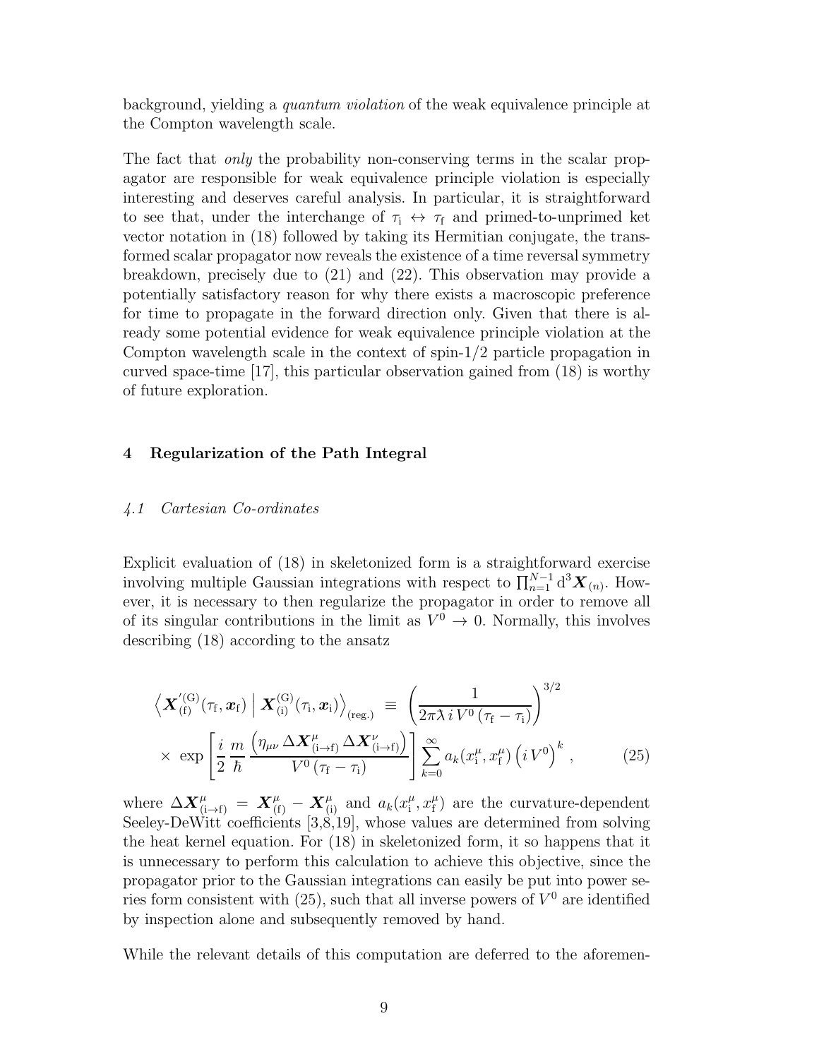background, yielding a *quantum violation* of the weak equivalence principle at the Compton wavelength scale.

The fact that *only* the probability non-conserving terms in the scalar propagator are responsible for weak equivalence principle violation is especially interesting and deserves careful analysis. In particular, it is straightforward to see that, under the interchange of $\tau_\mathrm{i} \leftrightarrow \tau_\mathrm{f}$ and primed-to-unprimed ket vector notation in (18) followed by taking its Hermitian conjugate, the transformed scalar propagator now reveals the existence of a time reversal symmetry breakdown, precisely due to (21) and (22). This observation may provide a potentially satisfactory reason for why there exists a macroscopic preference for time to propagate in the forward direction only. Given that there is already some potential evidence for weak equivalence principle violation at the Compton wavelength scale in the context of spin-1/2 particle propagation in curved space-time [17], this particular observation gained from (18) is worthy of future exploration.

## 4 Regularization of the Path Integral

### *4.1 Cartesian Co-ordinates*

Explicit evaluation of (18) in skeletonized form is a straightforward exercise involving multiple Gaussian integrations with respect to $\prod_{n=1}^{N-1} \mathrm{d}^3\boldsymbol{X}_{(n)}$. However, it is necessary to then regularize the propagator in order to remove all of its singular contributions in the limit as $V^0 \to 0$. Normally, this involves describing (18) according to the ansatz

$$
\begin{aligned}
\left\langle \boldsymbol{X}'^{(\mathrm{G})}_{(\mathrm{f})}(\tau_\mathrm{f}, \boldsymbol{x}_\mathrm{f}) \,\middle|\, \boldsymbol{X}^{(\mathrm{G})}_{(\mathrm{i})}(\tau_\mathrm{i}, \boldsymbol{x}_\mathrm{i}) \right\rangle_{(\mathrm{reg.})} \;&\equiv\; \left( \frac{1}{2\pi\lambda\, i\, V^0\, (\tau_\mathrm{f} - \tau_\mathrm{i})} \right)^{3/2} \\
\times\; \exp\left[ \frac{i}{2}\, \frac{m}{\hbar}\, \frac{\left( \eta_{\mu\nu}\, \Delta\boldsymbol{X}^\mu_{(\mathrm{i}\to\mathrm{f})}\, \Delta\boldsymbol{X}^\nu_{(\mathrm{i}\to\mathrm{f})} \right)}{V^0\, (\tau_\mathrm{f} - \tau_\mathrm{i})} \right] &\sum_{k=0}^{\infty} a_k(x^\mu_\mathrm{i}, x^\mu_\mathrm{f}) \left( i\, V^0 \right)^k \,, \qquad (25)
\end{aligned}
$$

where $\Delta\boldsymbol{X}^\mu_{(\mathrm{i}\to\mathrm{f})} = \boldsymbol{X}^\mu_{(\mathrm{f})} - \boldsymbol{X}^\mu_{(\mathrm{i})}$ and $a_k(x^\mu_\mathrm{i}, x^\mu_\mathrm{f})$ are the curvature-dependent Seeley-DeWitt coefficients [3,8,19], whose values are determined from solving the heat kernel equation. For (18) in skeletonized form, it so happens that it is unnecessary to perform this calculation to achieve this objective, since the propagator prior to the Gaussian integrations can easily be put into power series form consistent with (25), such that all inverse powers of $V^0$ are identified by inspection alone and subsequently removed by hand.

While the relevant details of this computation are deferred to the aforemen-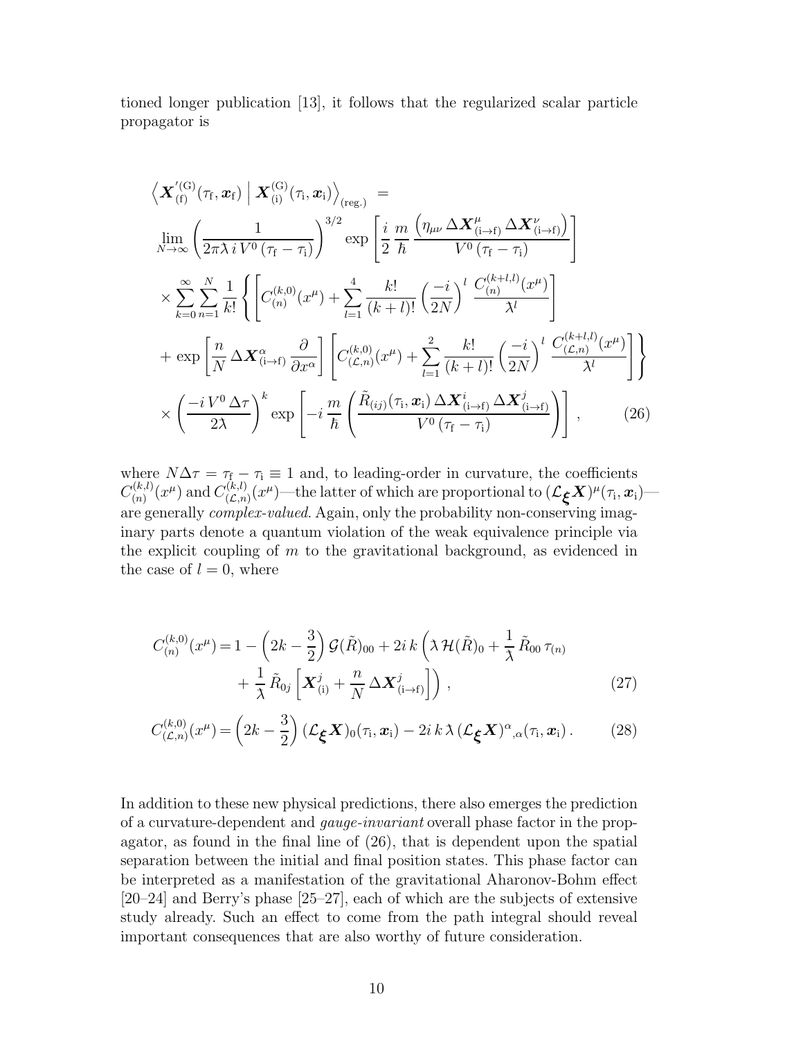tioned longer publication [13], it follows that the regularized scalar particle propagator is

$$
\begin{aligned}
&\left\langle \boldsymbol{X}'^{(\mathrm{G})}_{(\mathrm{f})}(\tau_{\mathrm{f}}, \boldsymbol{x}_{\mathrm{f}}) \,\Big|\, \boldsymbol{X}^{(\mathrm{G})}_{(\mathrm{i})}(\tau_{\mathrm{i}}, \boldsymbol{x}_{\mathrm{i}}) \right\rangle_{(\mathrm{reg.})} \;= \\
&\lim_{N\to\infty} \left( \frac{1}{2\pi\lambda \, i \, V^0 \, (\tau_{\mathrm{f}} - \tau_{\mathrm{i}})} \right)^{3/2} \exp\left[ \frac{i}{2} \, \frac{m}{\hbar} \, \frac{\left( \eta_{\mu\nu} \, \Delta \boldsymbol{X}^{\mu}_{(\mathrm{i}\to\mathrm{f})} \, \Delta \boldsymbol{X}^{\nu}_{(\mathrm{i}\to\mathrm{f})} \right)}{V^0 \, (\tau_{\mathrm{f}} - \tau_{\mathrm{i}})} \right] \\
&\times \sum_{k=0}^{\infty} \sum_{n=1}^{N} \frac{1}{k!} \left\{ \left[ C^{(k,0)}_{(n)}(x^\mu) + \sum_{l=1}^{4} \frac{k!}{(k+l)!} \left( \frac{-i}{2N} \right)^{l} \frac{C^{(k+l,l)}_{(n)}(x^\mu)}{\lambda^l} \right] \right. \\
&+ \left. \exp\left[ \frac{n}{N} \, \Delta \boldsymbol{X}^{\alpha}_{(\mathrm{i}\to\mathrm{f})} \, \frac{\partial}{\partial x^\alpha} \right] \left[ C^{(k,0)}_{(\mathcal{L},n)}(x^\mu) + \sum_{l=1}^{2} \frac{k!}{(k+l)!} \left( \frac{-i}{2N} \right)^{l} \frac{C^{(k+l,l)}_{(\mathcal{L},n)}(x^\mu)}{\lambda^l} \right] \right\} \\
&\times \left( \frac{-i \, V^0 \, \Delta\tau}{2\lambda} \right)^{k} \exp\left[ -i \, \frac{m}{\hbar} \left( \frac{\tilde{R}_{(ij)}(\tau_{\mathrm{i}}, \boldsymbol{x}_{\mathrm{i}}) \, \Delta \boldsymbol{X}^{i}_{(\mathrm{i}\to\mathrm{f})} \, \Delta \boldsymbol{X}^{j}_{(\mathrm{i}\to\mathrm{f})}}{V^0 \, (\tau_{\mathrm{f}} - \tau_{\mathrm{i}})} \right) \right] ,
\end{aligned}
\tag{26}
$$

where $N\Delta\tau = \tau_{\mathrm{f}} - \tau_{\mathrm{i}} \equiv 1$ and, to leading-order in curvature, the coefficients $C^{(k,l)}_{(n)}(x^\mu)$ and $C^{(k,l)}_{(\mathcal{L},n)}(x^\mu)$—the latter of which are proportional to $(\mathcal{L}_{\boldsymbol{\xi}} \boldsymbol{X})^\mu(\tau_{\mathrm{i}}, \boldsymbol{x}_{\mathrm{i}})$—are generally *complex-valued*. Again, only the probability non-conserving imaginary parts denote a quantum violation of the weak equivalence principle via the explicit coupling of $m$ to the gravitational background, as evidenced in the case of $l = 0$, where

$$
\begin{aligned}
C^{(k,0)}_{(n)}(x^\mu) = 1 - \left( 2k - \frac{3}{2} \right) \mathcal{G}(\tilde{R})_{00} + 2i\,k \left( \lambda \, \mathcal{H}(\tilde{R})_0 + \frac{1}{\lambda} \, \tilde{R}_{00} \, \tau_{(n)} \right. \\
\left. + \frac{1}{\lambda} \, \tilde{R}_{0j} \left[ \boldsymbol{X}^{j}_{(\mathrm{i})} + \frac{n}{N} \, \Delta \boldsymbol{X}^{j}_{(\mathrm{i}\to\mathrm{f})} \right] \right) ,
\end{aligned}
\tag{27}
$$

$$
C^{(k,0)}_{(\mathcal{L},n)}(x^\mu) = \left( 2k - \frac{3}{2} \right) (\mathcal{L}_{\boldsymbol{\xi}} \boldsymbol{X})_0(\tau_{\mathrm{i}}, \boldsymbol{x}_{\mathrm{i}}) - 2i\,k\,\lambda \, (\mathcal{L}_{\boldsymbol{\xi}} \boldsymbol{X})^{\alpha}{}_{,\alpha}(\tau_{\mathrm{i}}, \boldsymbol{x}_{\mathrm{i}}) \, . \tag{28}
$$

In addition to these new physical predictions, there also emerges the prediction of a curvature-dependent and *gauge-invariant* overall phase factor in the propagator, as found in the final line of (26), that is dependent upon the spatial separation between the initial and final position states. This phase factor can be interpreted as a manifestation of the gravitational Aharonov-Bohm effect [20–24] and Berry's phase [25–27], each of which are the subjects of extensive study already. Such an effect to come from the path integral should reveal important consequences that are also worthy of future consideration.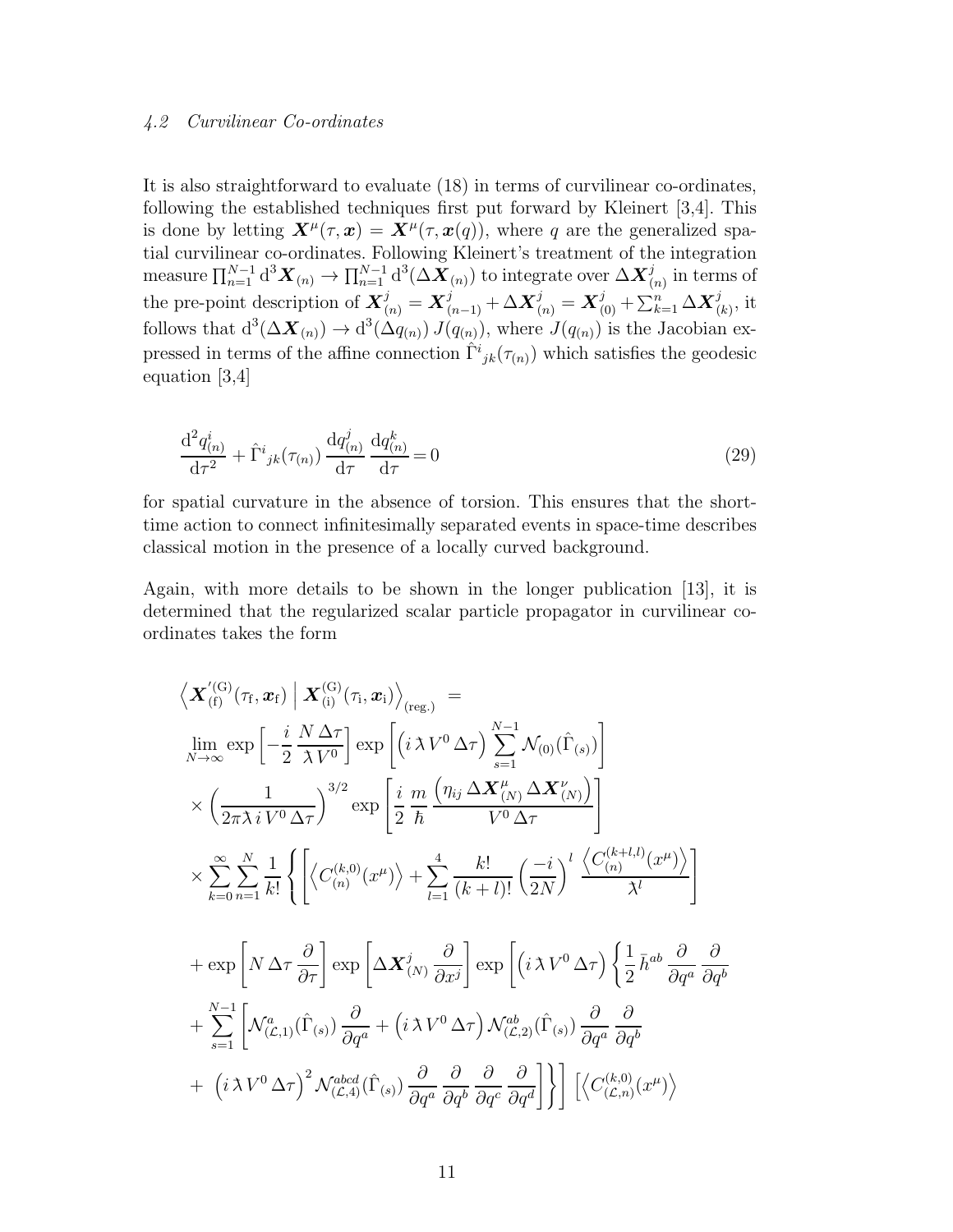### 4.2 Curvilinear Co-ordinates

It is also straightforward to evaluate (18) in terms of curvilinear co-ordinates, following the established techniques first put forward by Kleinert [3,4]. This is done by letting $\boldsymbol{X}^\mu(\tau, \boldsymbol{x}) = \boldsymbol{X}^\mu(\tau, \boldsymbol{x}(q))$, where $q$ are the generalized spatial curvilinear co-ordinates. Following Kleinert's treatment of the integration measure $\prod_{n=1}^{N-1} \mathrm{d}^3 \boldsymbol{X}_{(n)} \to \prod_{n=1}^{N-1} \mathrm{d}^3(\Delta \boldsymbol{X}_{(n)})$ to integrate over $\Delta \boldsymbol{X}^j_{(n)}$ in terms of the pre-point description of $\boldsymbol{X}^j_{(n)} = \boldsymbol{X}^j_{(n-1)} + \Delta \boldsymbol{X}^j_{(n)} = \boldsymbol{X}^j_{(0)} + \sum_{k=1}^n \Delta \boldsymbol{X}^j_{(k)}$, it follows that $\mathrm{d}^3(\Delta \boldsymbol{X}_{(n)}) \to \mathrm{d}^3(\Delta q_{(n)})\, J(q_{(n)})$, where $J(q_{(n)})$ is the Jacobian expressed in terms of the affine connection $\hat{\Gamma}^i{}_{jk}(\tau_{(n)})$ which satisfies the geodesic equation [3,4]

$$\frac{\mathrm{d}^2 q^i_{(n)}}{\mathrm{d}\tau^2} + \hat{\Gamma}^i{}_{jk}(\tau_{(n)})\, \frac{\mathrm{d}q^j_{(n)}}{\mathrm{d}\tau}\, \frac{\mathrm{d}q^k_{(n)}}{\mathrm{d}\tau} = 0 \tag{29}$$

for spatial curvature in the absence of torsion. This ensures that the short-time action to connect infinitesimally separated events in space-time describes classical motion in the presence of a locally curved background.

Again, with more details to be shown in the longer publication [13], it is determined that the regularized scalar particle propagator in curvilinear co-ordinates takes the form

$$\begin{aligned}
&\left\langle \boldsymbol{X}'^{(\mathrm{G})}_{(\mathrm{f})}(\tau_\mathrm{f}, \boldsymbol{x}_\mathrm{f}) \;\middle|\; \boldsymbol{X}^{(\mathrm{G})}_{(\mathrm{i})}(\tau_\mathrm{i}, \boldsymbol{x}_\mathrm{i}) \right\rangle_{(\mathrm{reg.})} \; = \\
&\lim_{N \to \infty} \exp\left[ -\frac{i}{2}\, \frac{N\, \Delta\tau}{\lambda\, V^0} \right] \exp\left[ \left( i\, \lambda\, V^0\, \Delta\tau \right) \sum_{s=1}^{N-1} \mathcal{N}_{(0)}(\hat{\Gamma}_{(s)}) \right] \\
&\times \left( \frac{1}{2\pi\lambda\, i\, V^0\, \Delta\tau} \right)^{3/2} \exp\left[ \frac{i}{2}\, \frac{m}{\hbar}\, \frac{\left( \eta_{ij}\, \Delta \boldsymbol{X}^\mu_{(N)}\, \Delta \boldsymbol{X}^\nu_{(N)} \right)}{V^0\, \Delta\tau} \right] \\
&\times \sum_{k=0}^\infty \sum_{n=1}^N \frac{1}{k!} \left\{ \left[ \left\langle C^{(k,0)}_{(n)}(x^\mu) \right\rangle + \sum_{l=1}^4 \frac{k!}{(k+l)!} \left( \frac{-i}{2N} \right)^l \frac{\left\langle C^{(k+l,l)}_{(n)}(x^\mu) \right\rangle}{\lambda^l} \right] \right. \\
&+ \exp\left[ N\, \Delta\tau\, \frac{\partial}{\partial\tau} \right] \exp\left[ \Delta \boldsymbol{X}^j_{(N)}\, \frac{\partial}{\partial x^j} \right] \exp\left[ \left( i\, \lambda\, V^0\, \Delta\tau \right) \left\{ \frac{1}{2}\, \bar{h}^{ab}\, \frac{\partial}{\partial q^a}\, \frac{\partial}{\partial q^b} \right. \right. \\
&+ \sum_{s=1}^{N-1} \left[ \mathcal{N}^a_{(\mathcal{L},1)}(\hat{\Gamma}_{(s)})\, \frac{\partial}{\partial q^a} + \left( i\, \lambda\, V^0\, \Delta\tau \right) \mathcal{N}^{ab}_{(\mathcal{L},2)}(\hat{\Gamma}_{(s)})\, \frac{\partial}{\partial q^a}\, \frac{\partial}{\partial q^b} \right. \\
&+ \left. \left. \left. \left. \left( i\, \lambda\, V^0\, \Delta\tau \right)^2 \mathcal{N}^{abcd}_{(\mathcal{L},4)}(\hat{\Gamma}_{(s)})\, \frac{\partial}{\partial q^a}\, \frac{\partial}{\partial q^b}\, \frac{\partial}{\partial q^c}\, \frac{\partial}{\partial q^d} \right] \right\} \right] \left[ \left\langle C^{(k,0)}_{(\mathcal{L},n)}(x^\mu) \right\rangle \right. \right.
\end{aligned}$$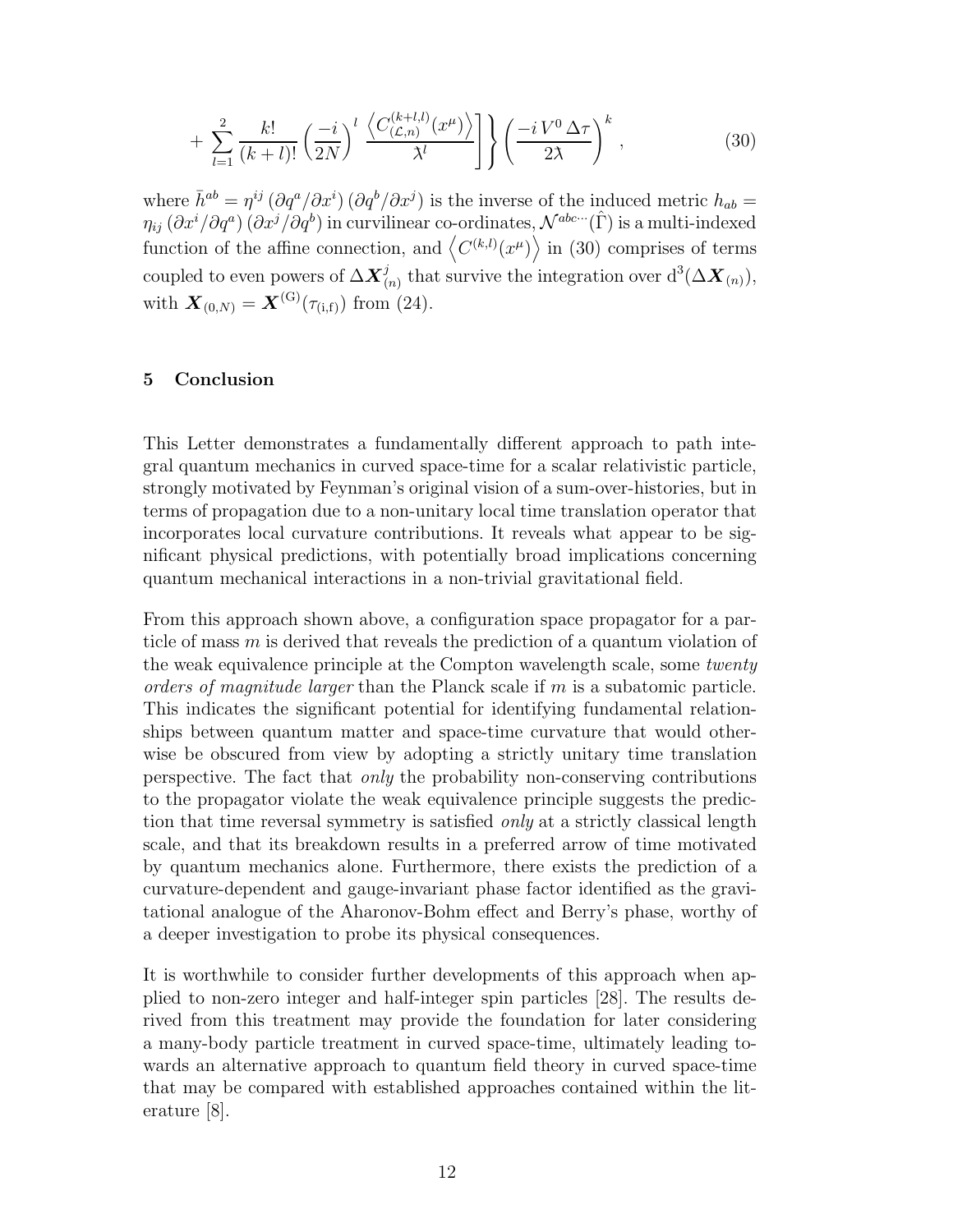$$
+ \sum_{l=1}^{2} \frac{k!}{(k+l)!} \left( \frac{-i}{2N} \right)^{l} \frac{\left\langle C^{(k+l,l)}_{(\mathcal{L},n)}(x^{\mu}) \right\rangle}{\lambda^{l}} \Bigg] \Bigg\} \left( \frac{-i\, V^{0}\, \Delta\tau}{2\lambda} \right)^{k} , \tag{30}
$$

where $\bar{h}^{ab} = \eta^{ij} \left( \partial q^{a} / \partial x^{i} \right) \left( \partial q^{b} / \partial x^{j} \right)$ is the inverse of the induced metric $h_{ab} = \eta_{ij} \left( \partial x^{i} / \partial q^{a} \right) \left( \partial x^{j} / \partial q^{b} \right)$ in curvilinear co-ordinates, $\mathcal{N}^{abc\cdots}(\hat{\Gamma})$ is a multi-indexed function of the affine connection, and $\left\langle C^{(k,l)}(x^{\mu}) \right\rangle$ in (30) comprises of terms coupled to even powers of $\Delta \boldsymbol{X}^{j}_{(n)}$ that survive the integration over $\mathrm{d}^{3}(\Delta \boldsymbol{X}_{(n)})$, with $\boldsymbol{X}_{(0,N)} = \boldsymbol{X}^{(\mathrm{G})}(\tau_{(\mathrm{i,f})})$ from (24).

## 5 Conclusion

This Letter demonstrates a fundamentally different approach to path integral quantum mechanics in curved space-time for a scalar relativistic particle, strongly motivated by Feynman's original vision of a sum-over-histories, but in terms of propagation due to a non-unitary local time translation operator that incorporates local curvature contributions. It reveals what appear to be significant physical predictions, with potentially broad implications concerning quantum mechanical interactions in a non-trivial gravitational field.

From this approach shown above, a configuration space propagator for a particle of mass $m$ is derived that reveals the prediction of a quantum violation of the weak equivalence principle at the Compton wavelength scale, some *twenty orders of magnitude larger* than the Planck scale if $m$ is a subatomic particle. This indicates the significant potential for identifying fundamental relationships between quantum matter and space-time curvature that would otherwise be obscured from view by adopting a strictly unitary time translation perspective. The fact that *only* the probability non-conserving contributions to the propagator violate the weak equivalence principle suggests the prediction that time reversal symmetry is satisfied *only* at a strictly classical length scale, and that its breakdown results in a preferred arrow of time motivated by quantum mechanics alone. Furthermore, there exists the prediction of a curvature-dependent and gauge-invariant phase factor identified as the gravitational analogue of the Aharonov-Bohm effect and Berry's phase, worthy of a deeper investigation to probe its physical consequences.

It is worthwhile to consider further developments of this approach when applied to non-zero integer and half-integer spin particles [28]. The results derived from this treatment may provide the foundation for later considering a many-body particle treatment in curved space-time, ultimately leading towards an alternative approach to quantum field theory in curved space-time that may be compared with established approaches contained within the literature [8].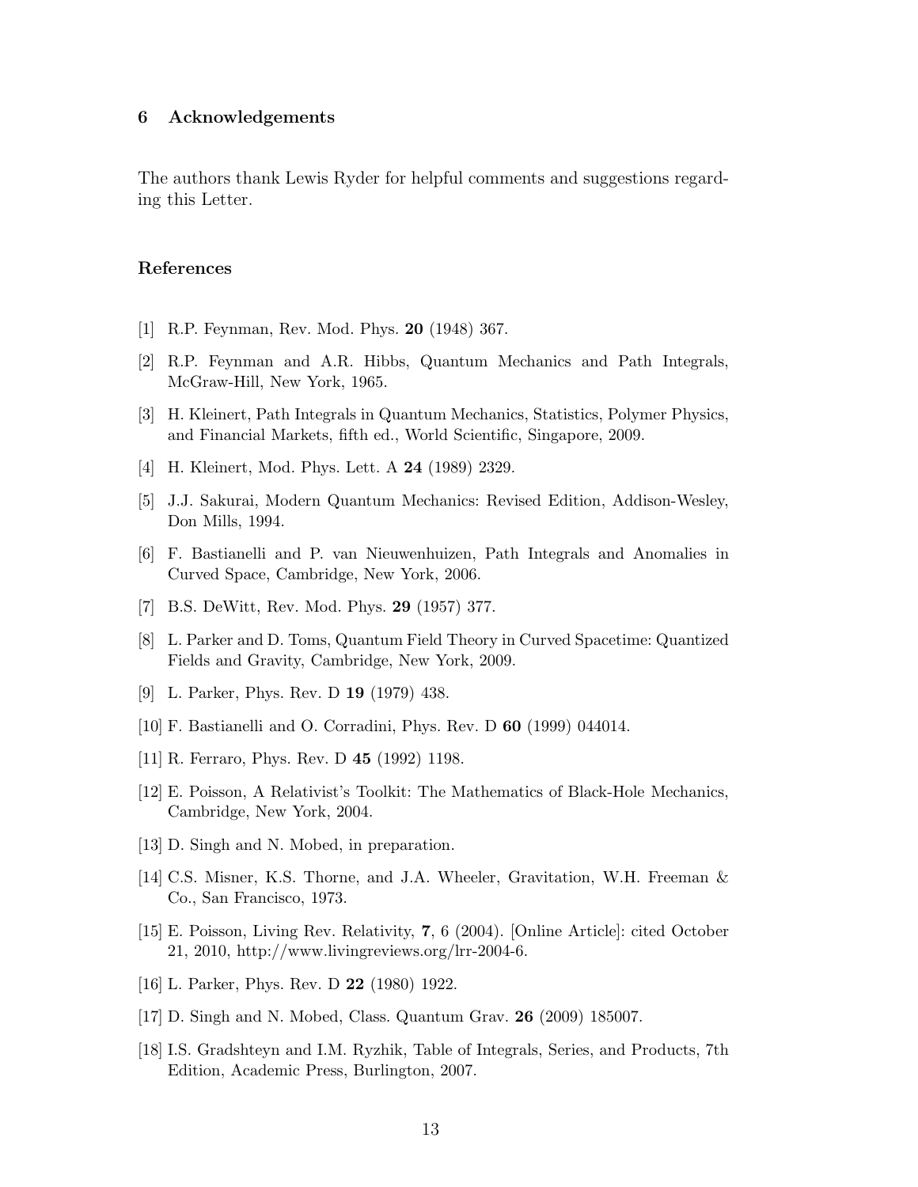## 6 Acknowledgements

The authors thank Lewis Ryder for helpful comments and suggestions regarding this Letter.

### References

[1] R.P. Feynman, Rev. Mod. Phys. **20** (1948) 367.

[2] R.P. Feynman and A.R. Hibbs, Quantum Mechanics and Path Integrals, McGraw-Hill, New York, 1965.

[3] H. Kleinert, Path Integrals in Quantum Mechanics, Statistics, Polymer Physics, and Financial Markets, fifth ed., World Scientific, Singapore, 2009.

[4] H. Kleinert, Mod. Phys. Lett. A **24** (1989) 2329.

[5] J.J. Sakurai, Modern Quantum Mechanics: Revised Edition, Addison-Wesley, Don Mills, 1994.

[6] F. Bastianelli and P. van Nieuwenhuizen, Path Integrals and Anomalies in Curved Space, Cambridge, New York, 2006.

[7] B.S. DeWitt, Rev. Mod. Phys. **29** (1957) 377.

[8] L. Parker and D. Toms, Quantum Field Theory in Curved Spacetime: Quantized Fields and Gravity, Cambridge, New York, 2009.

[9] L. Parker, Phys. Rev. D **19** (1979) 438.

[10] F. Bastianelli and O. Corradini, Phys. Rev. D **60** (1999) 044014.

[11] R. Ferraro, Phys. Rev. D **45** (1992) 1198.

[12] E. Poisson, A Relativist's Toolkit: The Mathematics of Black-Hole Mechanics, Cambridge, New York, 2004.

[13] D. Singh and N. Mobed, in preparation.

[14] C.S. Misner, K.S. Thorne, and J.A. Wheeler, Gravitation, W.H. Freeman & Co., San Francisco, 1973.

[15] E. Poisson, Living Rev. Relativity, **7**, 6 (2004). [Online Article]: cited October 21, 2010, http://www.livingreviews.org/lrr-2004-6.

[16] L. Parker, Phys. Rev. D **22** (1980) 1922.

[17] D. Singh and N. Mobed, Class. Quantum Grav. **26** (2009) 185007.

[18] I.S. Gradshteyn and I.M. Ryzhik, Table of Integrals, Series, and Products, 7th Edition, Academic Press, Burlington, 2007.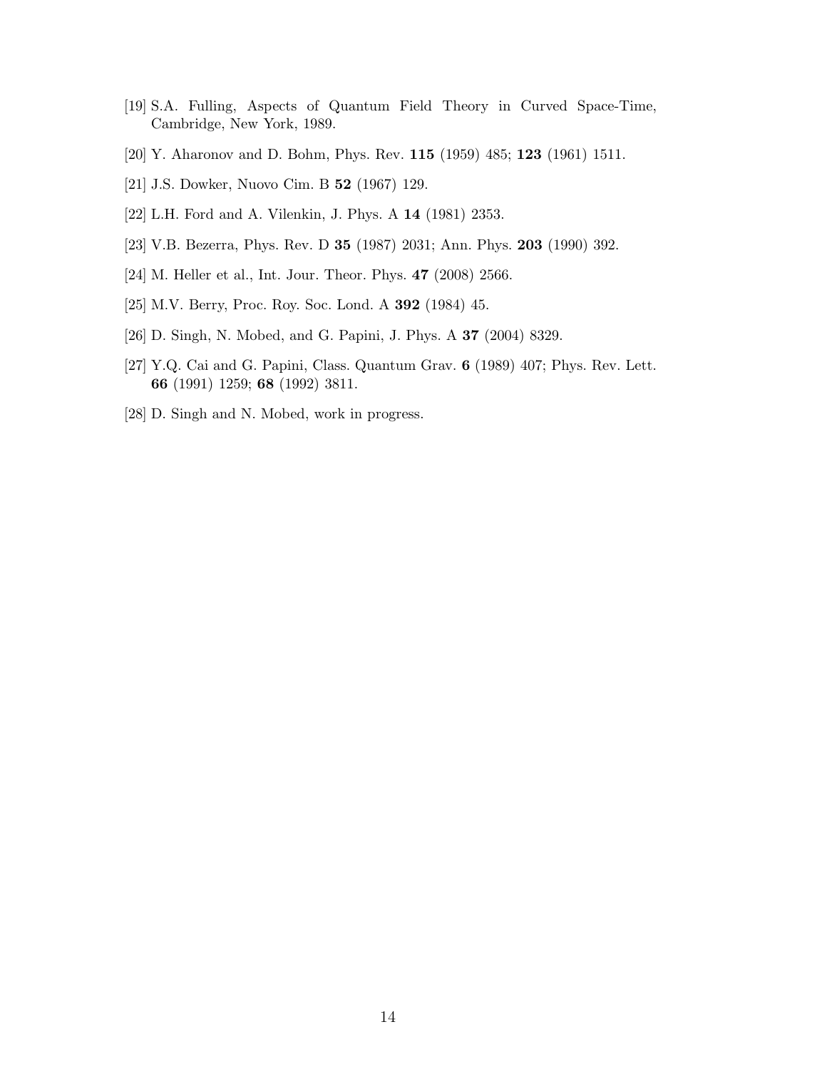[19] S.A. Fulling, Aspects of Quantum Field Theory in Curved Space-Time, Cambridge, New York, 1989.

[20] Y. Aharonov and D. Bohm, Phys. Rev. **115** (1959) 485; **123** (1961) 1511.

[21] J.S. Dowker, Nuovo Cim. B **52** (1967) 129.

[22] L.H. Ford and A. Vilenkin, J. Phys. A **14** (1981) 2353.

[23] V.B. Bezerra, Phys. Rev. D **35** (1987) 2031; Ann. Phys. **203** (1990) 392.

[24] M. Heller et al., Int. Jour. Theor. Phys. **47** (2008) 2566.

[25] M.V. Berry, Proc. Roy. Soc. Lond. A **392** (1984) 45.

[26] D. Singh, N. Mobed, and G. Papini, J. Phys. A **37** (2004) 8329.

[27] Y.Q. Cai and G. Papini, Class. Quantum Grav. **6** (1989) 407; Phys. Rev. Lett. **66** (1991) 1259; **68** (1992) 3811.

[28] D. Singh and N. Mobed, work in progress.